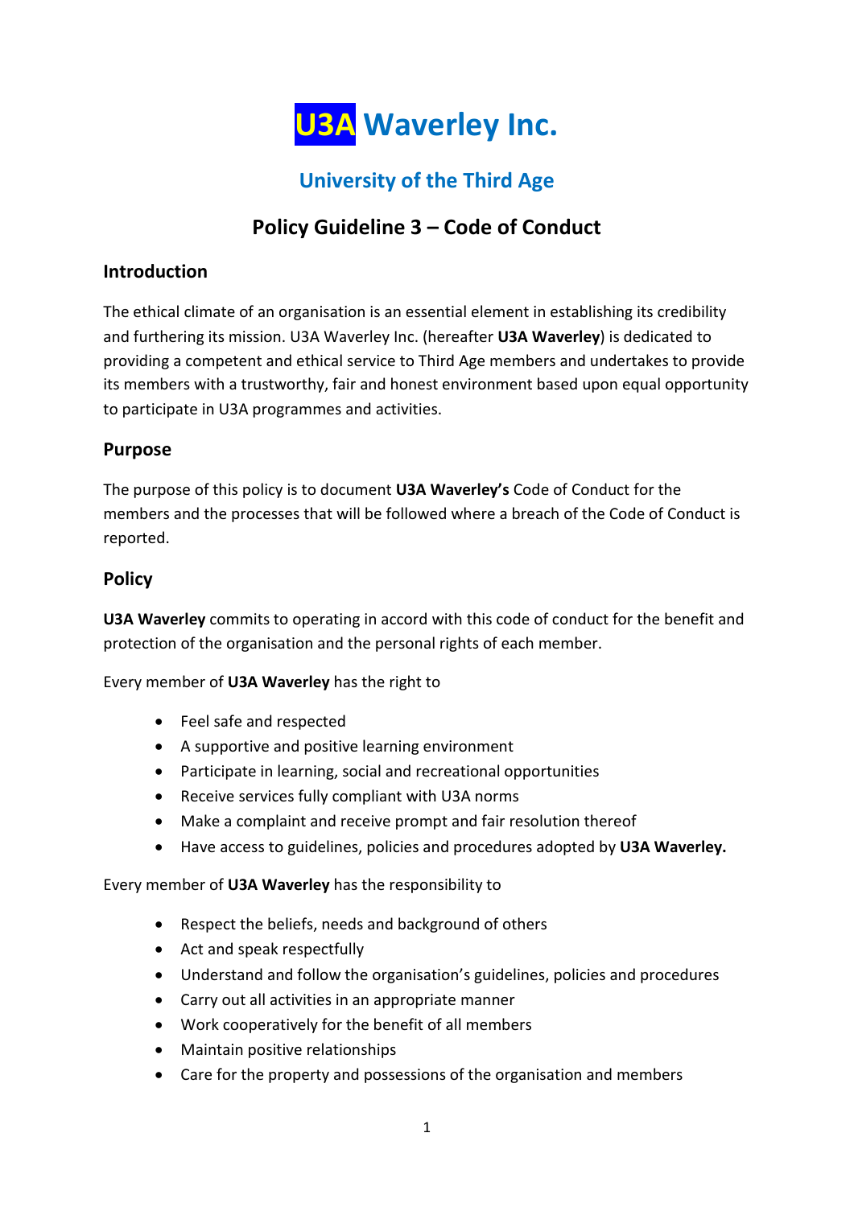# U3A Waverley Inc.

## University of the Third Age

## Policy Guideline 3 – Code of Conduct

### Introduction

The ethical climate of an organisation is an essential element in establishing its credibility and furthering its mission. U3A Waverley Inc. (hereafter **U3A Waverley**) is dedicated to providing a competent and ethical service to Third Age members and undertakes to provide its members with a trustworthy, fair and honest environment based upon equal opportunity to participate in U3A programmes and activities.

### Purpose

The purpose of this policy is to document **U3A Waverley's** Code of Conduct for the members and the processes that will be followed where a breach of the Code of Conduct is reported.

### Policy

**U3A Waverley** commits to operating in accord with this code of conduct for the benefit and protection of the organisation and the personal rights of each member.

Every member of **U3A Waverley** has the right to

- Feel safe and respected
- A supportive and positive learning environment
- Participate in learning, social and recreational opportunities
- Receive services fully compliant with U3A norms
- Make a complaint and receive prompt and fair resolution thereof
- Have access to guidelines, policies and procedures adopted by **U3A Waverley.**

Every member of **U3A Waverley** has the responsibility to

- Respect the beliefs, needs and background of others
- Act and speak respectfully
- Understand and follow the organisation's guidelines, policies and procedures
- Carry out all activities in an appropriate manner
- Work cooperatively for the benefit of all members
- Maintain positive relationships
- Care for the property and possessions of the organisation and members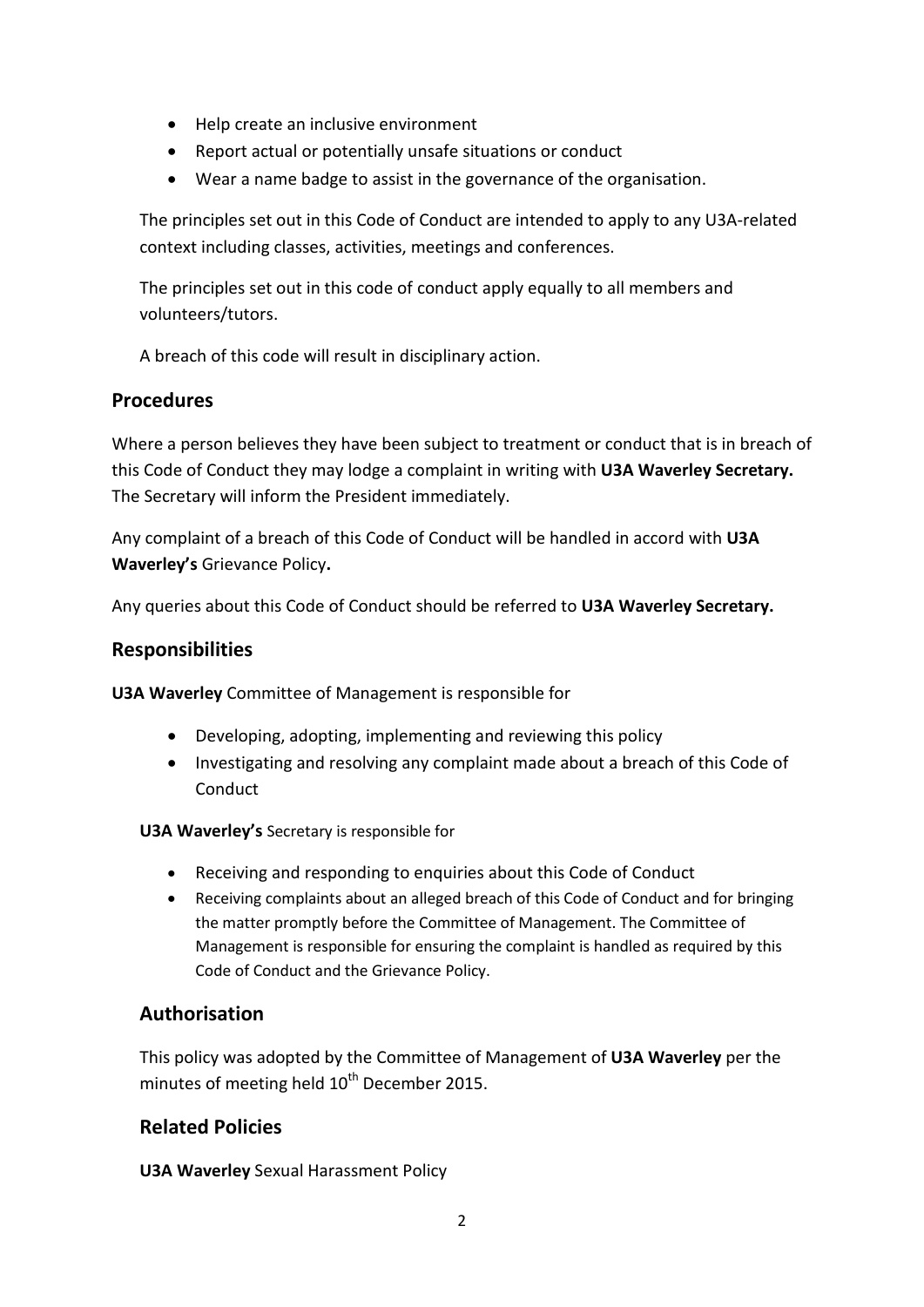- Help create an inclusive environment
- Report actual or potentially unsafe situations or conduct
- Wear a name badge to assist in the governance of the organisation.

The principles set out in this Code of Conduct are intended to apply to any U3A-related context including classes, activities, meetings and conferences.

The principles set out in this code of conduct apply equally to all members and volunteers/tutors.

A breach of this code will result in disciplinary action.

## Procedures

Where a person believes they have been subject to treatment or conduct that is in breach of this Code of Conduct they may lodge a complaint in writing with **U3A Waverley Secretary.** The Secretary will inform the President immediately.

Any complaint of a breach of this Code of Conduct will be handled in accord with **U3A Waverley's** Grievance Policy**.**

Any queries about this Code of Conduct should be referred to **U3A Waverley Secretary.**

## Responsibilities

**U3A Waverley** Committee of Management is responsible for

- Developing, adopting, implementing and reviewing this policy
- Investigating and resolving any complaint made about a breach of this Code of Conduct

**U3A Waverley's** Secretary is responsible for

- Receiving and responding to enquiries about this Code of Conduct
- Receiving complaints about an alleged breach of this Code of Conduct and for bringing the matter promptly before the Committee of Management. The Committee of Management is responsible for ensuring the complaint is handled as required by this Code of Conduct and the Grievance Policy.

## Authorisation

This policy was adopted by the Committee of Management of **U3A Waverley** per the minutes of meeting held 10th December 2015.

## Related Policies

**U3A Waverley** Sexual Harassment Policy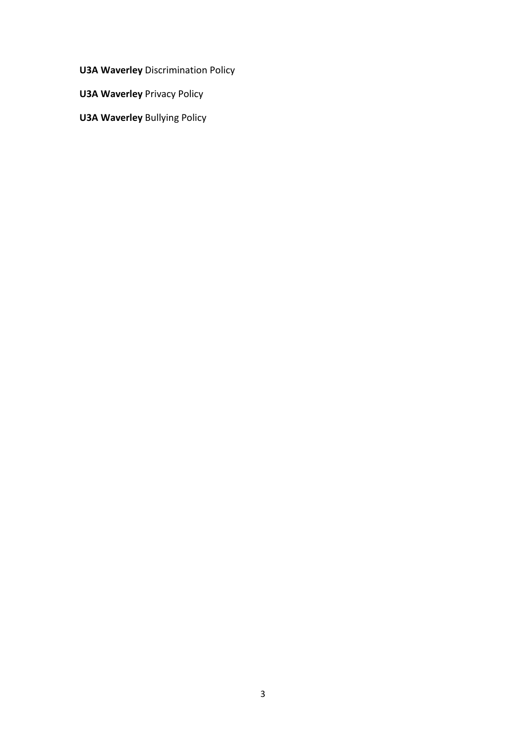**U3A Waverley** Discrimination Policy

**U3A Waverley** Privacy Policy

**U3A Waverley** Bullying Policy